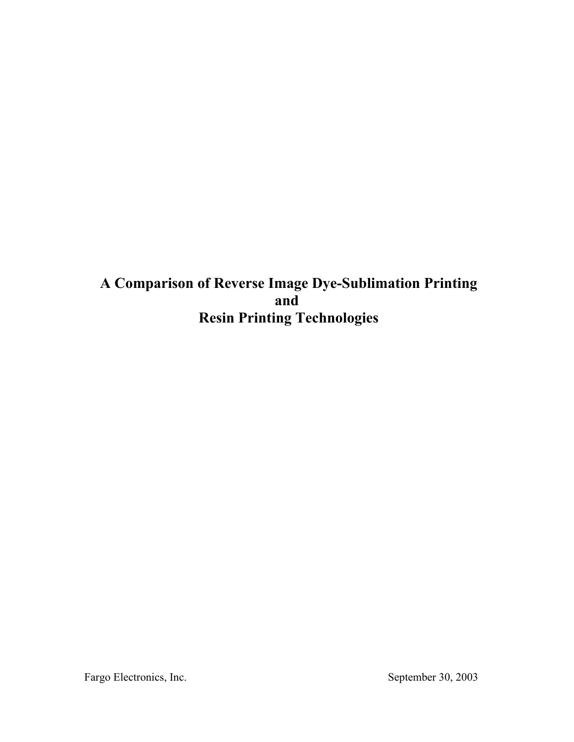# A Comparison of Reverse Image Dye-Sublimation Printing and Resin Printing Technologies

Fargo Electronics, Inc.

September 30, 2003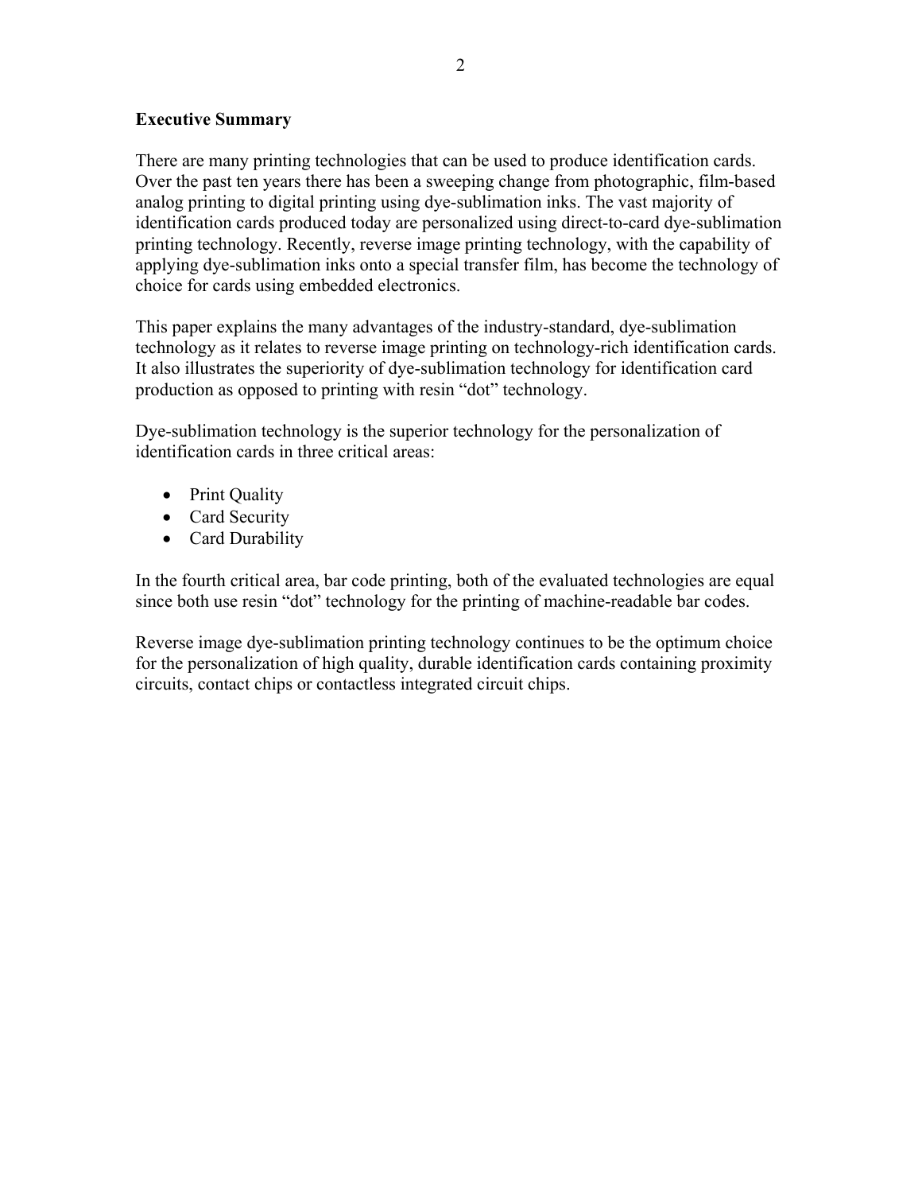## Executive Summary

There are many printing technologies that can be used to produce identification cards. Over the past ten years there has been a sweeping change from photographic, film-based analog printing to digital printing using dye-sublimation inks. The vast majority of identification cards produced today are personalized using direct-to-card dye-sublimation printing technology. Recently, reverse image printing technology, with the capability of applying dye-sublimation inks onto a special transfer film, has become the technology of choice for cards using embedded electronics.

This paper explains the many advantages of the industry-standard, dye-sublimation technology as it relates to reverse image printing on technology-rich identification cards. It also illustrates the superiority of dye-sublimation technology for identification card production as opposed to printing with resin "dot" technology.

Dye-sublimation technology is the superior technology for the personalization of identification cards in three critical areas:

- Print Quality
- Card Security
- Card Durability

In the fourth critical area, bar code printing, both of the evaluated technologies are equal since both use resin "dot" technology for the printing of machine-readable bar codes.

Reverse image dye-sublimation printing technology continues to be the optimum choice for the personalization of high quality, durable identification cards containing proximity circuits, contact chips or contactless integrated circuit chips.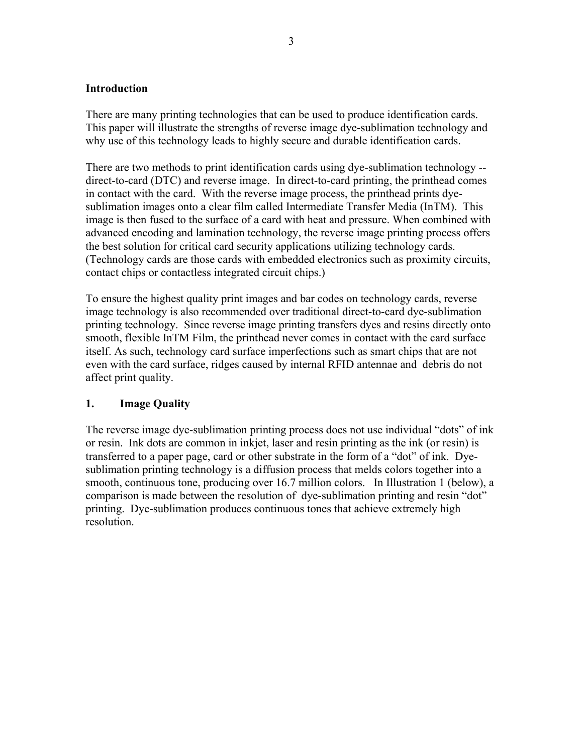## Introduction

There are many printing technologies that can be used to produce identification cards. This paper will illustrate the strengths of reverse image dye-sublimation technology and why use of this technology leads to highly secure and durable identification cards.

There are two methods to print identification cards using dye-sublimation technology -- direct-to-card (DTC) and reverse image. In direct-to-card printing, the printhead comes in contact with the card. With the reverse image process, the printhead prints dye-sublimation images onto a clear film called Intermediate Transfer Media (InTM). This image is then fused to the surface of a card with heat and pressure. When combined with advanced encoding and lamination technology, the reverse image printing process offers the best solution for critical card security applications utilizing technology cards. (Technology cards are those cards with embedded electronics such as proximity circuits, contact chips or contactless integrated circuit chips.)

To ensure the highest quality print images and bar codes on technology cards, reverse image technology is also recommended over traditional direct-to-card dye-sublimation printing technology. Since reverse image printing transfers dyes and resins directly onto smooth, flexible InTM Film, the printhead never comes in contact with the card surface itself. As such, technology card surface imperfections such as smart chips that are not even with the card surface, ridges caused by internal RFID antennae and debris do not affect print quality.

## 1. Image Quality

The reverse image dye-sublimation printing process does not use individual "dots" of ink or resin. Ink dots are common in inkjet, laser and resin printing as the ink (or resin) is transferred to a paper page, card or other substrate in the form of a "dot" of ink. Dye-sublimation printing technology is a diffusion process that melds colors together into a smooth, continuous tone, producing over 16.7 million colors. In Illustration 1 (below), a comparison is made between the resolution of dye-sublimation printing and resin "dot" printing. Dye-sublimation produces continuous tones that achieve extremely high resolution.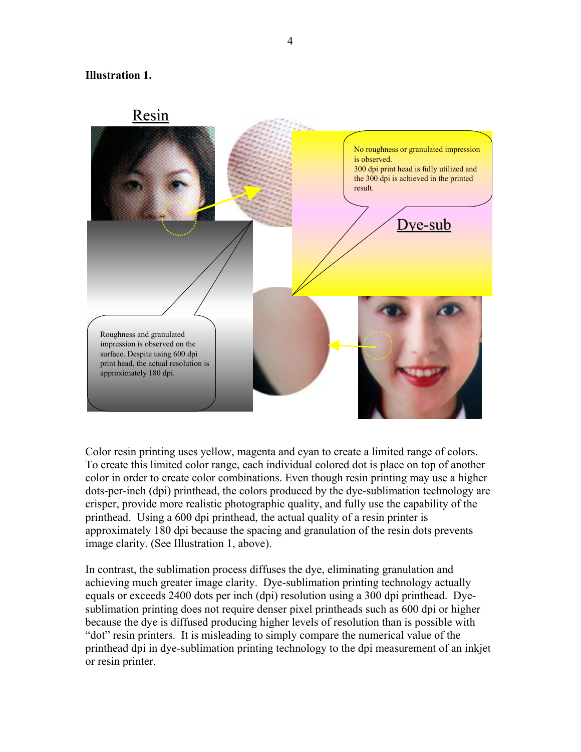**Illustration 1.**

Resin

No roughness or granulated impression is observed.
300 dpi print head is fully utilized and the 300 dpi is achieved in the printed result.

Dye-sub

Roughness and granulated impression is observed on the surface. Despite using 600 dpi print head, the actual resolution is approximately 180 dpi.

Color resin printing uses yellow, magenta and cyan to create a limited range of colors. To create this limited color range, each individual colored dot is place on top of another color in order to create color combinations. Even though resin printing may use a higher dots-per-inch (dpi) printhead, the colors produced by the dye-sublimation technology are crisper, provide more realistic photographic quality, and fully use the capability of the printhead. Using a 600 dpi printhead, the actual quality of a resin printer is approximately 180 dpi because the spacing and granulation of the resin dots prevents image clarity. (See Illustration 1, above).

In contrast, the sublimation process diffuses the dye, eliminating granulation and achieving much greater image clarity. Dye-sublimation printing technology actually equals or exceeds 2400 dots per inch (dpi) resolution using a 300 dpi printhead. Dye-sublimation printing does not require denser pixel printheads such as 600 dpi or higher because the dye is diffused producing higher levels of resolution than is possible with "dot" resin printers. It is misleading to simply compare the numerical value of the printhead dpi in dye-sublimation printing technology to the dpi measurement of an inkjet or resin printer.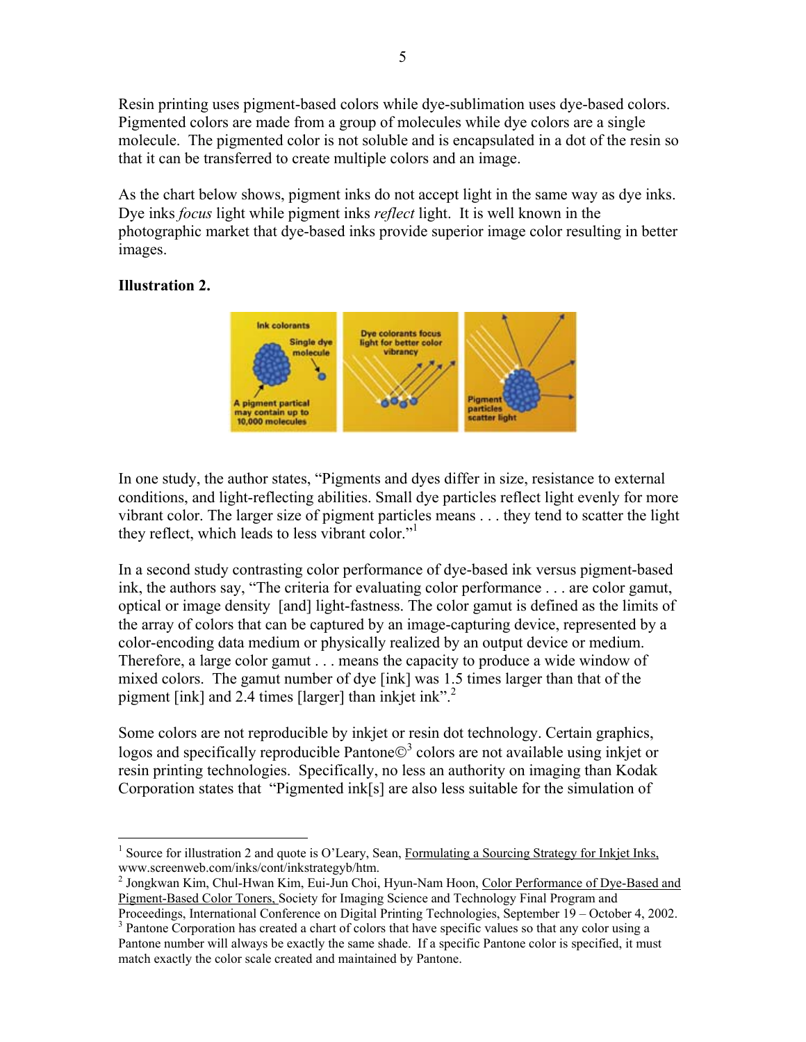Resin printing uses pigment-based colors while dye-sublimation uses dye-based colors. Pigmented colors are made from a group of molecules while dye colors are a single molecule. The pigmented color is not soluble and is encapsulated in a dot of the resin so that it can be transferred to create multiple colors and an image.

As the chart below shows, pigment inks do not accept light in the same way as dye inks. Dye inks *focus* light while pigment inks *reflect* light. It is well known in the photographic market that dye-based inks provide superior image color resulting in better images.

**Illustration 2.**

In one study, the author states, "Pigments and dyes differ in size, resistance to external conditions, and light-reflecting abilities. Small dye particles reflect light evenly for more vibrant color. The larger size of pigment particles means . . . they tend to scatter the light they reflect, which leads to less vibrant color."[1]

In a second study contrasting color performance of dye-based ink versus pigment-based ink, the authors say, "The criteria for evaluating color performance . . . are color gamut, optical or image density [and] light-fastness. The color gamut is defined as the limits of the array of colors that can be captured by an image-capturing device, represented by a color-encoding data medium or physically realized by an output device or medium. Therefore, a large color gamut . . . means the capacity to produce a wide window of mixed colors. The gamut number of dye [ink] was 1.5 times larger than that of the pigment [ink] and 2.4 times [larger] than inkjet ink".[2]

Some colors are not reproducible by inkjet or resin dot technology. Certain graphics, logos and specifically reproducible Pantone©[3] colors are not available using inkjet or resin printing technologies. Specifically, no less an authority on imaging than Kodak Corporation states that "Pigmented ink[s] are also less suitable for the simulation of

---

[1] Source for illustration 2 and quote is O'Leary, Sean, Formulating a Sourcing Strategy for Inkjet Inks, www.screenweb.com/inks/cont/inkstrategyb/htm.

[2] Jongkwan Kim, Chul-Hwan Kim, Eui-Jun Choi, Hyun-Nam Hoon, Color Performance of Dye-Based and Pigment-Based Color Toners, Society for Imaging Science and Technology Final Program and Proceedings, International Conference on Digital Printing Technologies, September 19 – October 4, 2002.

[3] Pantone Corporation has created a chart of colors that have specific values so that any color using a Pantone number will always be exactly the same shade. If a specific Pantone color is specified, it must match exactly the color scale created and maintained by Pantone.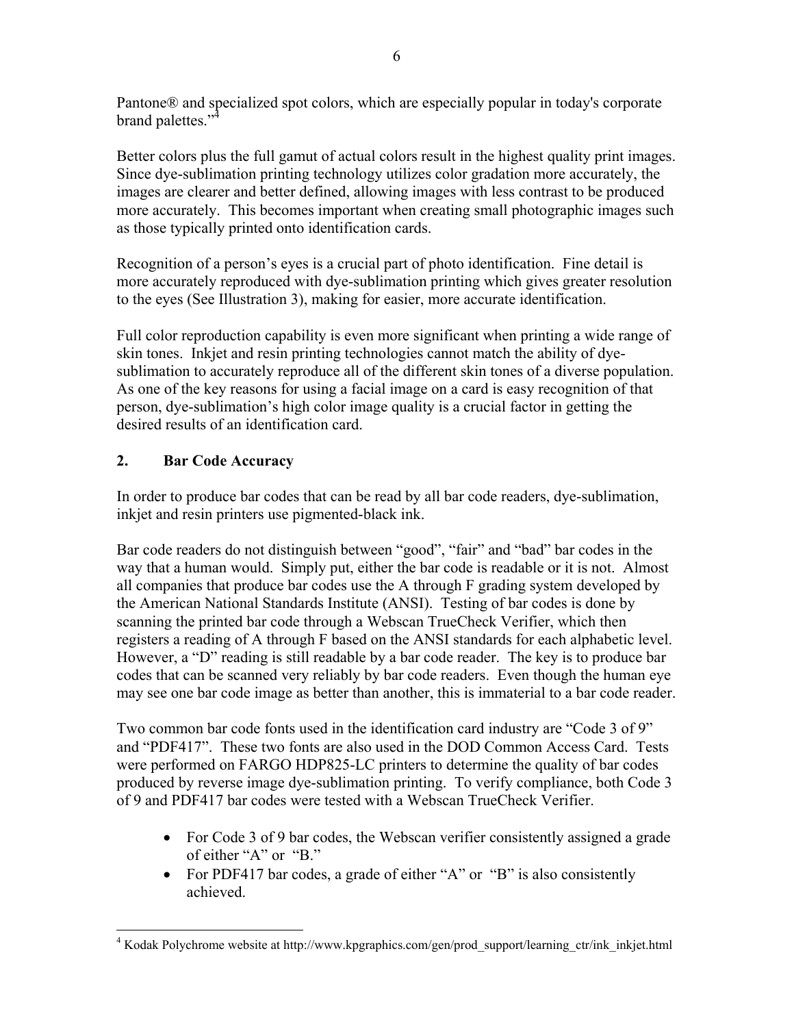Pantone® and specialized spot colors, which are especially popular in today's corporate brand palettes."[4]

Better colors plus the full gamut of actual colors result in the highest quality print images. Since dye-sublimation printing technology utilizes color gradation more accurately, the images are clearer and better defined, allowing images with less contrast to be produced more accurately. This becomes important when creating small photographic images such as those typically printed onto identification cards.

Recognition of a person's eyes is a crucial part of photo identification. Fine detail is more accurately reproduced with dye-sublimation printing which gives greater resolution to the eyes (See Illustration 3), making for easier, more accurate identification.

Full color reproduction capability is even more significant when printing a wide range of skin tones. Inkjet and resin printing technologies cannot match the ability of dye-sublimation to accurately reproduce all of the different skin tones of a diverse population. As one of the key reasons for using a facial image on a card is easy recognition of that person, dye-sublimation's high color image quality is a crucial factor in getting the desired results of an identification card.

## 2. Bar Code Accuracy

In order to produce bar codes that can be read by all bar code readers, dye-sublimation, inkjet and resin printers use pigmented-black ink.

Bar code readers do not distinguish between "good", "fair" and "bad" bar codes in the way that a human would. Simply put, either the bar code is readable or it is not. Almost all companies that produce bar codes use the A through F grading system developed by the American National Standards Institute (ANSI). Testing of bar codes is done by scanning the printed bar code through a Webscan TrueCheck Verifier, which then registers a reading of A through F based on the ANSI standards for each alphabetic level. However, a "D" reading is still readable by a bar code reader. The key is to produce bar codes that can be scanned very reliably by bar code readers. Even though the human eye may see one bar code image as better than another, this is immaterial to a bar code reader.

Two common bar code fonts used in the identification card industry are "Code 3 of 9" and "PDF417". These two fonts are also used in the DOD Common Access Card. Tests were performed on FARGO HDP825-LC printers to determine the quality of bar codes produced by reverse image dye-sublimation printing. To verify compliance, both Code 3 of 9 and PDF417 bar codes were tested with a Webscan TrueCheck Verifier.

- For Code 3 of 9 bar codes, the Webscan verifier consistently assigned a grade of either "A" or "B."
- For PDF417 bar codes, a grade of either "A" or "B" is also consistently achieved.

---

[4] Kodak Polychrome website at http://www.kpgraphics.com/gen/prod_support/learning_ctr/ink_inkjet.html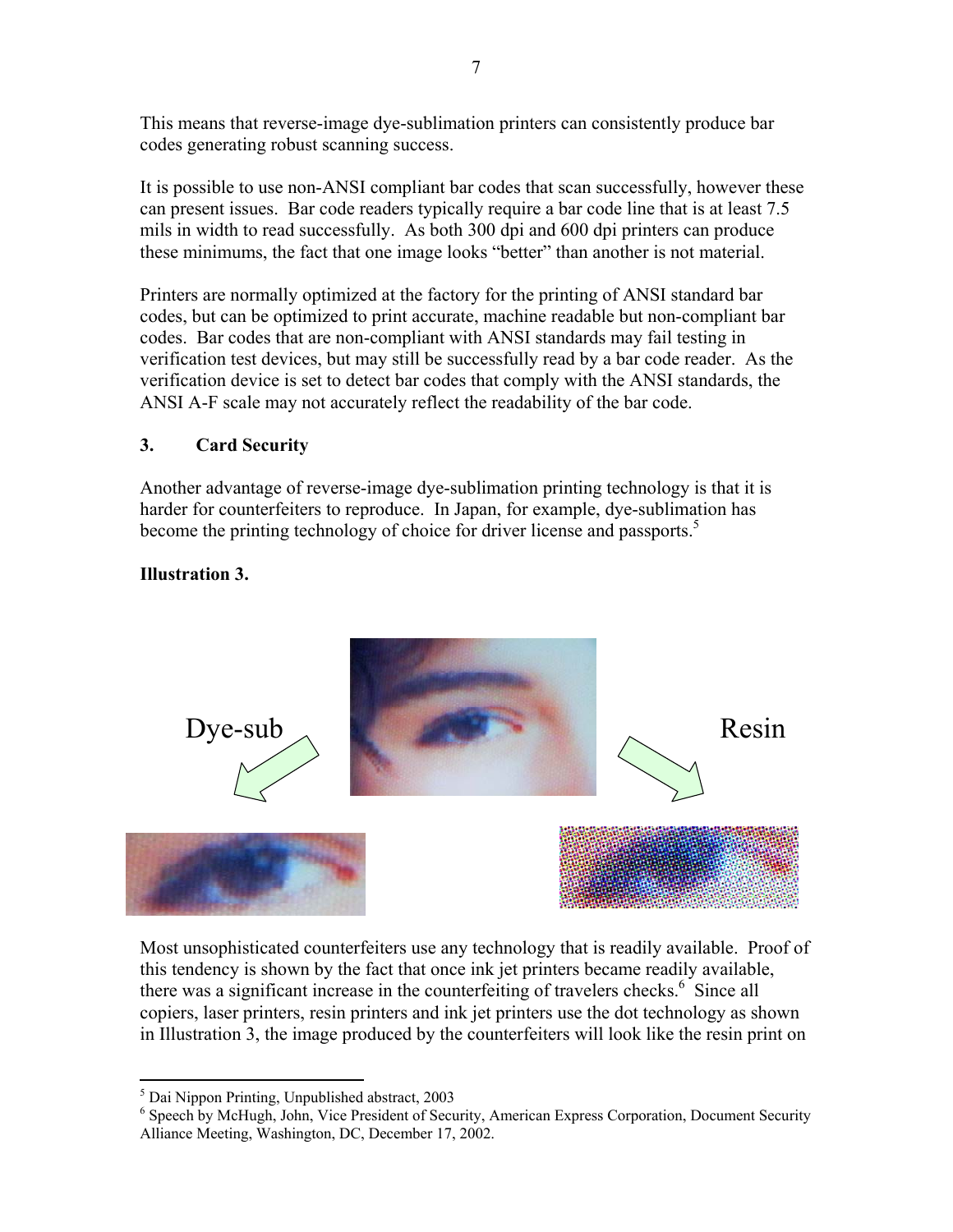This means that reverse-image dye-sublimation printers can consistently produce bar codes generating robust scanning success.

It is possible to use non-ANSI compliant bar codes that scan successfully, however these can present issues. Bar code readers typically require a bar code line that is at least 7.5 mils in width to read successfully. As both 300 dpi and 600 dpi printers can produce these minimums, the fact that one image looks "better" than another is not material.

Printers are normally optimized at the factory for the printing of ANSI standard bar codes, but can be optimized to print accurate, machine readable but non-compliant bar codes. Bar codes that are non-compliant with ANSI standards may fail testing in verification test devices, but may still be successfully read by a bar code reader. As the verification device is set to detect bar codes that comply with the ANSI standards, the ANSI A-F scale may not accurately reflect the readability of the bar code.

### 3. Card Security

Another advantage of reverse-image dye-sublimation printing technology is that it is harder for counterfeiters to reproduce. In Japan, for example, dye-sublimation has become the printing technology of choice for driver license and passports.[5]

**Illustration 3.**

Dye-sub

Resin

Most unsophisticated counterfeiters use any technology that is readily available. Proof of this tendency is shown by the fact that once ink jet printers became readily available, there was a significant increase in the counterfeiting of travelers checks.[6] Since all copiers, laser printers, resin printers and ink jet printers use the dot technology as shown in Illustration 3, the image produced by the counterfeiters will look like the resin print on

---

[5] Dai Nippon Printing, Unpublished abstract, 2003

[6] Speech by McHugh, John, Vice President of Security, American Express Corporation, Document Security Alliance Meeting, Washington, DC, December 17, 2002.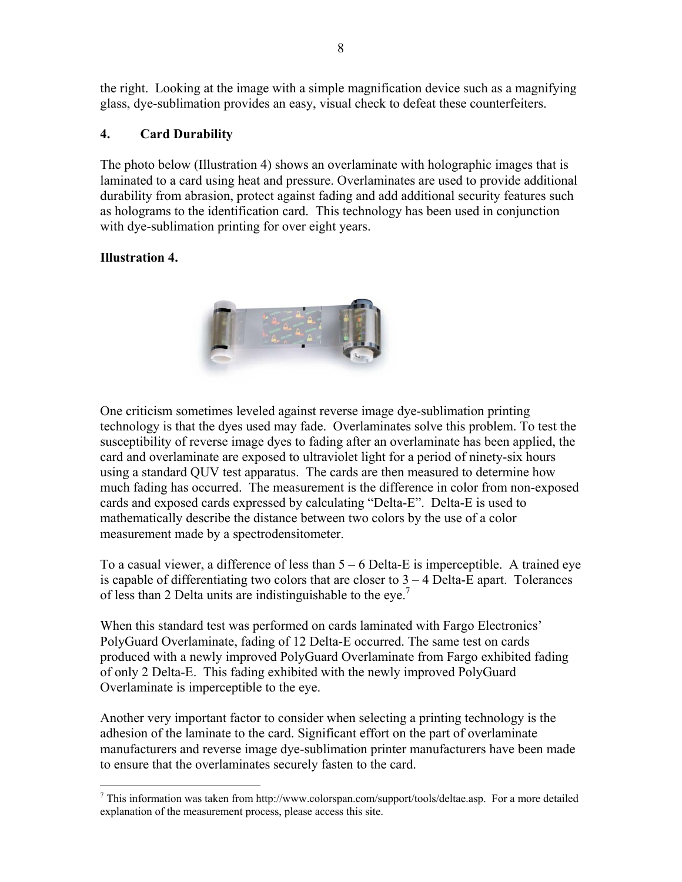the right. Looking at the image with a simple magnification device such as a magnifying glass, dye-sublimation provides an easy, visual check to defeat these counterfeiters.

## 4. Card Durability

The photo below (Illustration 4) shows an overlaminate with holographic images that is laminated to a card using heat and pressure. Overlaminates are used to provide additional durability from abrasion, protect against fading and add additional security features such as holograms to the identification card. This technology has been used in conjunction with dye-sublimation printing for over eight years.

**Illustration 4.**

One criticism sometimes leveled against reverse image dye-sublimation printing technology is that the dyes used may fade. Overlaminates solve this problem. To test the susceptibility of reverse image dyes to fading after an overlaminate has been applied, the card and overlaminate are exposed to ultraviolet light for a period of ninety-six hours using a standard QUV test apparatus. The cards are then measured to determine how much fading has occurred. The measurement is the difference in color from non-exposed cards and exposed cards expressed by calculating "Delta-E". Delta-E is used to mathematically describe the distance between two colors by the use of a color measurement made by a spectrodensitometer.

To a casual viewer, a difference of less than 5 – 6 Delta-E is imperceptible. A trained eye is capable of differentiating two colors that are closer to 3 – 4 Delta-E apart. Tolerances of less than 2 Delta units are indistinguishable to the eye.[7]

When this standard test was performed on cards laminated with Fargo Electronics' PolyGuard Overlaminate, fading of 12 Delta-E occurred. The same test on cards produced with a newly improved PolyGuard Overlaminate from Fargo exhibited fading of only 2 Delta-E. This fading exhibited with the newly improved PolyGuard Overlaminate is imperceptible to the eye.

Another very important factor to consider when selecting a printing technology is the adhesion of the laminate to the card. Significant effort on the part of overlaminate manufacturers and reverse image dye-sublimation printer manufacturers have been made to ensure that the overlaminates securely fasten to the card.

---

[7] This information was taken from http://www.colorspan.com/support/tools/deltae.asp. For a more detailed explanation of the measurement process, please access this site.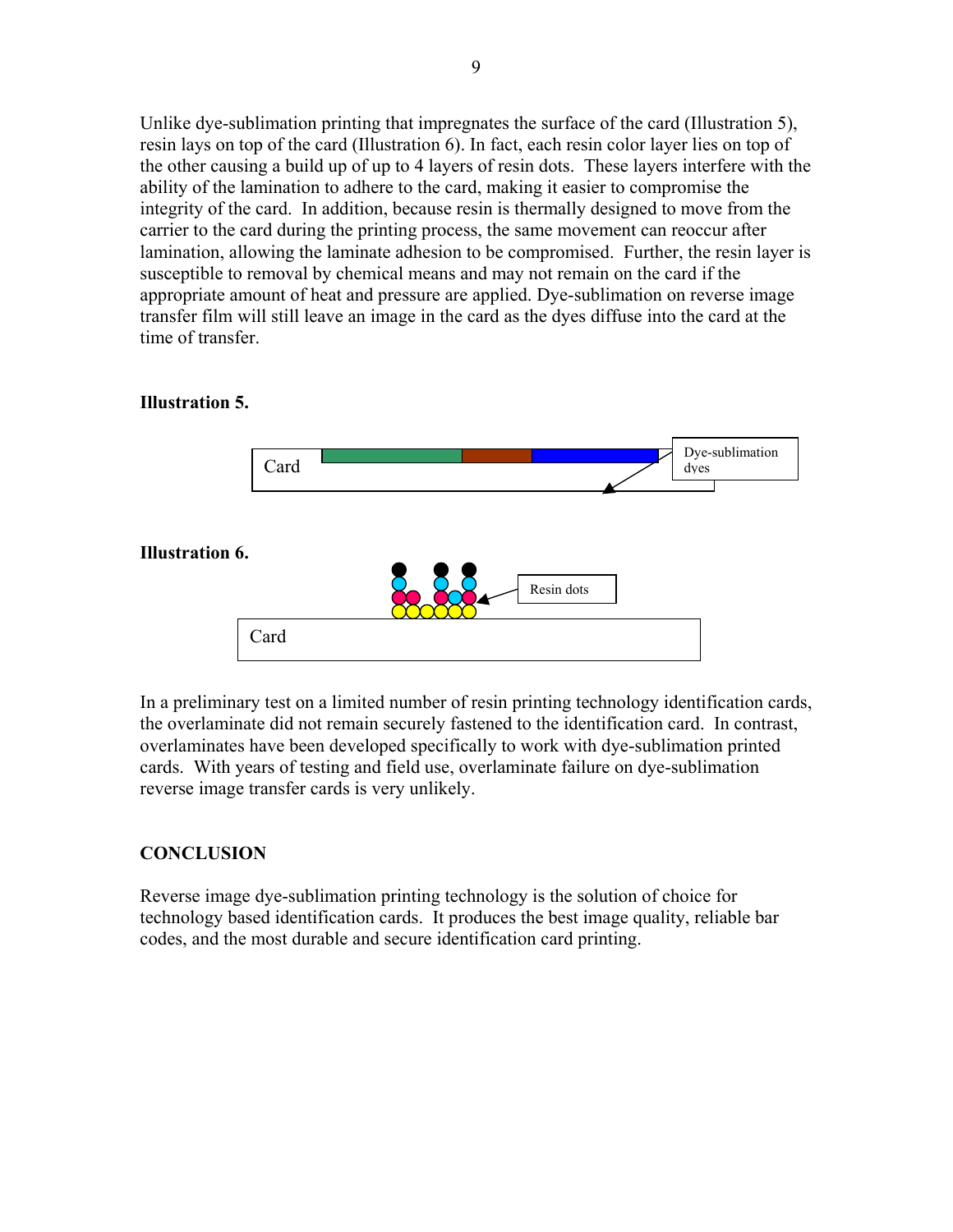Unlike dye-sublimation printing that impregnates the surface of the card (Illustration 5), resin lays on top of the card (Illustration 6). In fact, each resin color layer lies on top of the other causing a build up of up to 4 layers of resin dots. These layers interfere with the ability of the lamination to adhere to the card, making it easier to compromise the integrity of the card. In addition, because resin is thermally designed to move from the carrier to the card during the printing process, the same movement can reoccur after lamination, allowing the laminate adhesion to be compromised. Further, the resin layer is susceptible to removal by chemical means and may not remain on the card if the appropriate amount of heat and pressure are applied. Dye-sublimation on reverse image transfer film will still leave an image in the card as the dyes diffuse into the card at the time of transfer.

**Illustration 5.**

Card

Dye-sublimation dyes

**Illustration 6.**

Resin dots

Card

In a preliminary test on a limited number of resin printing technology identification cards, the overlaminate did not remain securely fastened to the identification card. In contrast, overlaminates have been developed specifically to work with dye-sublimation printed cards. With years of testing and field use, overlaminate failure on dye-sublimation reverse image transfer cards is very unlikely.

**CONCLUSION**

Reverse image dye-sublimation printing technology is the solution of choice for technology based identification cards. It produces the best image quality, reliable bar codes, and the most durable and secure identification card printing.